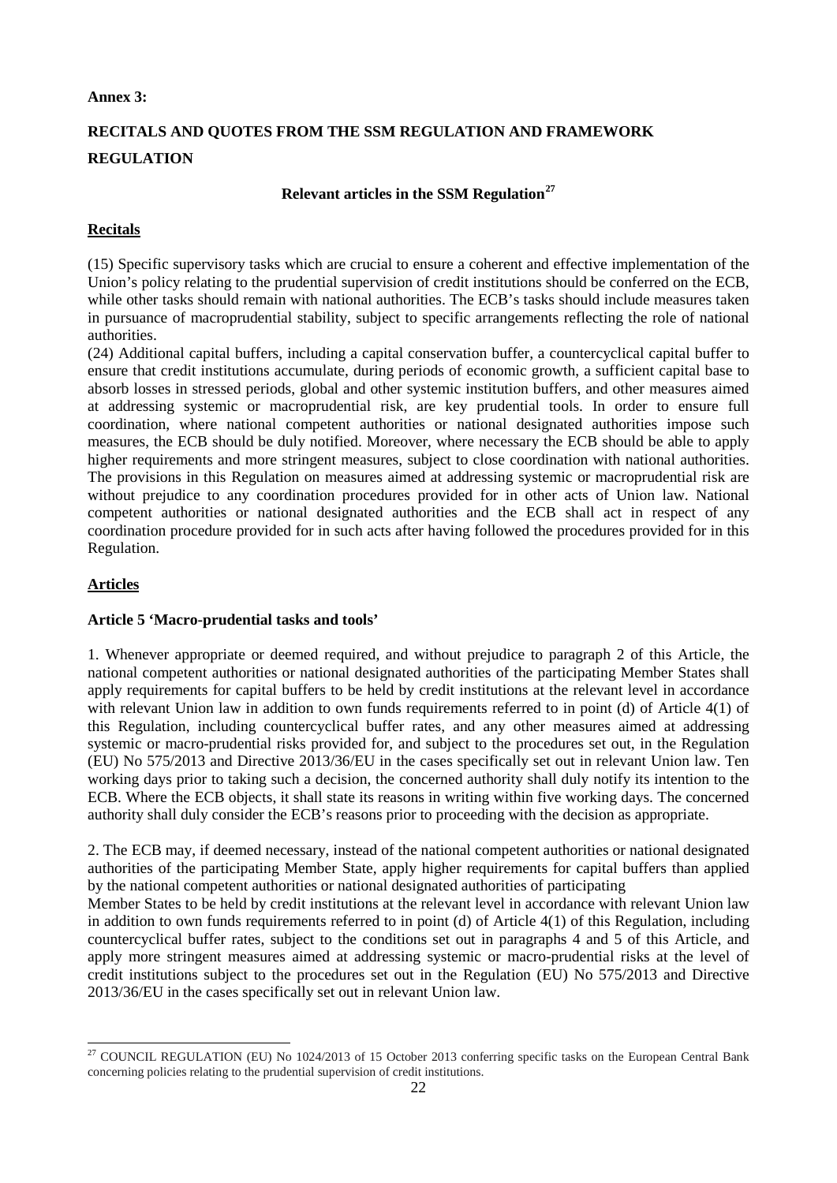**Annex 3:**

# RECITALS AND QUOTES FROM THE SSM REGULATION AND FRAMEWORK REGULATION

## Relevant articles in the SSM Regulation[27]

### Recitals

(15) Specific supervisory tasks which are crucial to ensure a coherent and effective implementation of the Union's policy relating to the prudential supervision of credit institutions should be conferred on the ECB, while other tasks should remain with national authorities. The ECB's tasks should include measures taken in pursuance of macroprudential stability, subject to specific arrangements reflecting the role of national authorities.

(24) Additional capital buffers, including a capital conservation buffer, a countercyclical capital buffer to ensure that credit institutions accumulate, during periods of economic growth, a sufficient capital base to absorb losses in stressed periods, global and other systemic institution buffers, and other measures aimed at addressing systemic or macroprudential risk, are key prudential tools. In order to ensure full coordination, where national competent authorities or national designated authorities impose such measures, the ECB should be duly notified. Moreover, where necessary the ECB should be able to apply higher requirements and more stringent measures, subject to close coordination with national authorities. The provisions in this Regulation on measures aimed at addressing systemic or macroprudential risk are without prejudice to any coordination procedures provided for in other acts of Union law. National competent authorities or national designated authorities and the ECB shall act in respect of any coordination procedure provided for in such acts after having followed the procedures provided for in this Regulation.

### Articles

**Article 5 'Macro-prudential tasks and tools'**

1. Whenever appropriate or deemed required, and without prejudice to paragraph 2 of this Article, the national competent authorities or national designated authorities of the participating Member States shall apply requirements for capital buffers to be held by credit institutions at the relevant level in accordance with relevant Union law in addition to own funds requirements referred to in point (d) of Article 4(1) of this Regulation, including countercyclical buffer rates, and any other measures aimed at addressing systemic or macro-prudential risks provided for, and subject to the procedures set out, in the Regulation (EU) No 575/2013 and Directive 2013/36/EU in the cases specifically set out in relevant Union law. Ten working days prior to taking such a decision, the concerned authority shall duly notify its intention to the ECB. Where the ECB objects, it shall state its reasons in writing within five working days. The concerned authority shall duly consider the ECB's reasons prior to proceeding with the decision as appropriate.

2. The ECB may, if deemed necessary, instead of the national competent authorities or national designated authorities of the participating Member State, apply higher requirements for capital buffers than applied by the national competent authorities or national designated authorities of participating Member States to be held by credit institutions at the relevant level in accordance with relevant Union law in addition to own funds requirements referred to in point (d) of Article 4(1) of this Regulation, including countercyclical buffer rates, subject to the conditions set out in paragraphs 4 and 5 of this Article, and apply more stringent measures aimed at addressing systemic or macro-prudential risks at the level of credit institutions subject to the procedures set out in the Regulation (EU) No 575/2013 and Directive 2013/36/EU in the cases specifically set out in relevant Union law.

---

[27] COUNCIL REGULATION (EU) No 1024/2013 of 15 October 2013 conferring specific tasks on the European Central Bank concerning policies relating to the prudential supervision of credit institutions.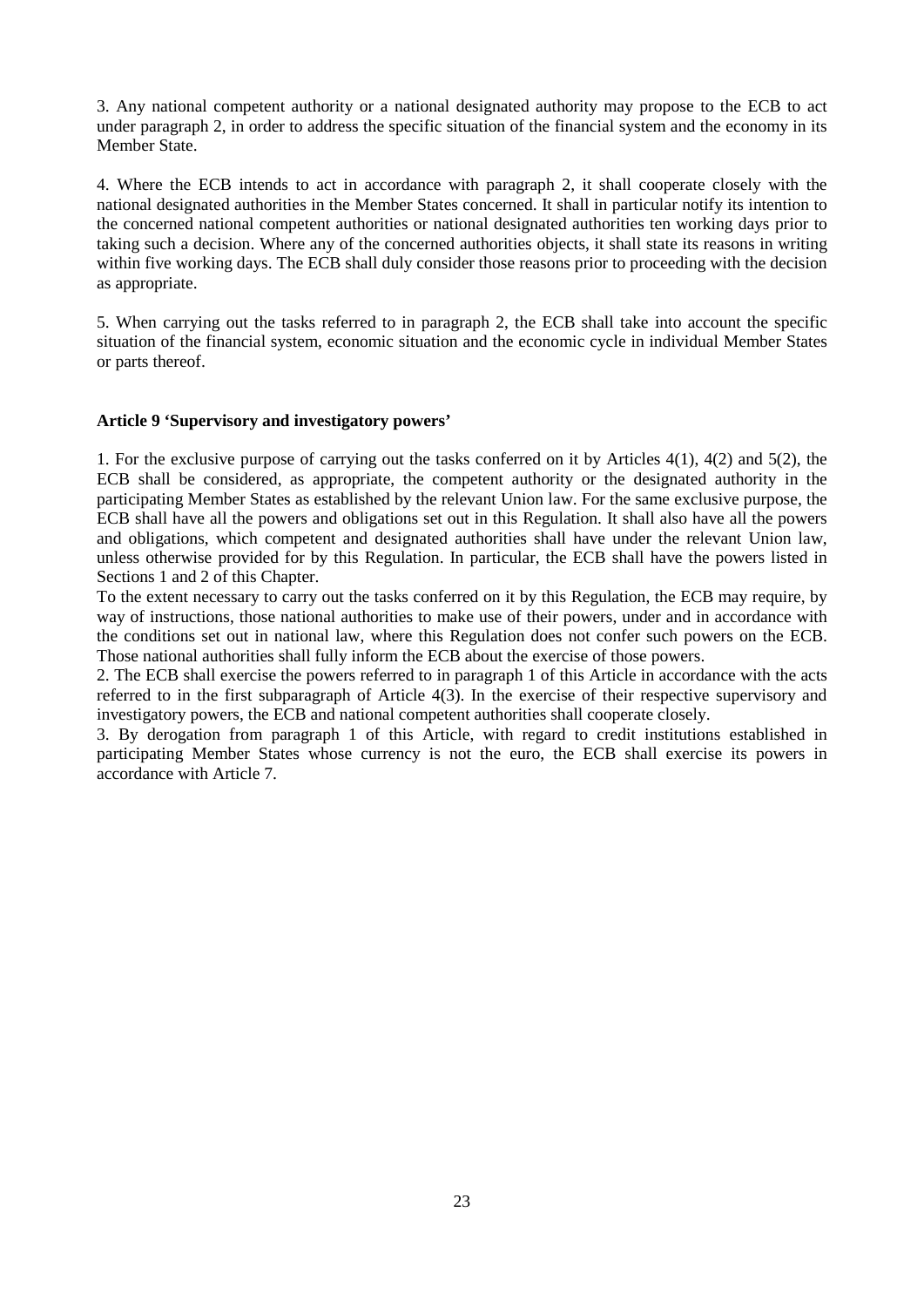3. Any national competent authority or a national designated authority may propose to the ECB to act under paragraph 2, in order to address the specific situation of the financial system and the economy in its Member State.

4. Where the ECB intends to act in accordance with paragraph 2, it shall cooperate closely with the national designated authorities in the Member States concerned. It shall in particular notify its intention to the concerned national competent authorities or national designated authorities ten working days prior to taking such a decision. Where any of the concerned authorities objects, it shall state its reasons in writing within five working days. The ECB shall duly consider those reasons prior to proceeding with the decision as appropriate.

5. When carrying out the tasks referred to in paragraph 2, the ECB shall take into account the specific situation of the financial system, economic situation and the economic cycle in individual Member States or parts thereof.

**Article 9 'Supervisory and investigatory powers'**

1. For the exclusive purpose of carrying out the tasks conferred on it by Articles 4(1), 4(2) and 5(2), the ECB shall be considered, as appropriate, the competent authority or the designated authority in the participating Member States as established by the relevant Union law. For the same exclusive purpose, the ECB shall have all the powers and obligations set out in this Regulation. It shall also have all the powers and obligations, which competent and designated authorities shall have under the relevant Union law, unless otherwise provided for by this Regulation. In particular, the ECB shall have the powers listed in Sections 1 and 2 of this Chapter.

To the extent necessary to carry out the tasks conferred on it by this Regulation, the ECB may require, by way of instructions, those national authorities to make use of their powers, under and in accordance with the conditions set out in national law, where this Regulation does not confer such powers on the ECB. Those national authorities shall fully inform the ECB about the exercise of those powers.

2. The ECB shall exercise the powers referred to in paragraph 1 of this Article in accordance with the acts referred to in the first subparagraph of Article 4(3). In the exercise of their respective supervisory and investigatory powers, the ECB and national competent authorities shall cooperate closely.

3. By derogation from paragraph 1 of this Article, with regard to credit institutions established in participating Member States whose currency is not the euro, the ECB shall exercise its powers in accordance with Article 7.